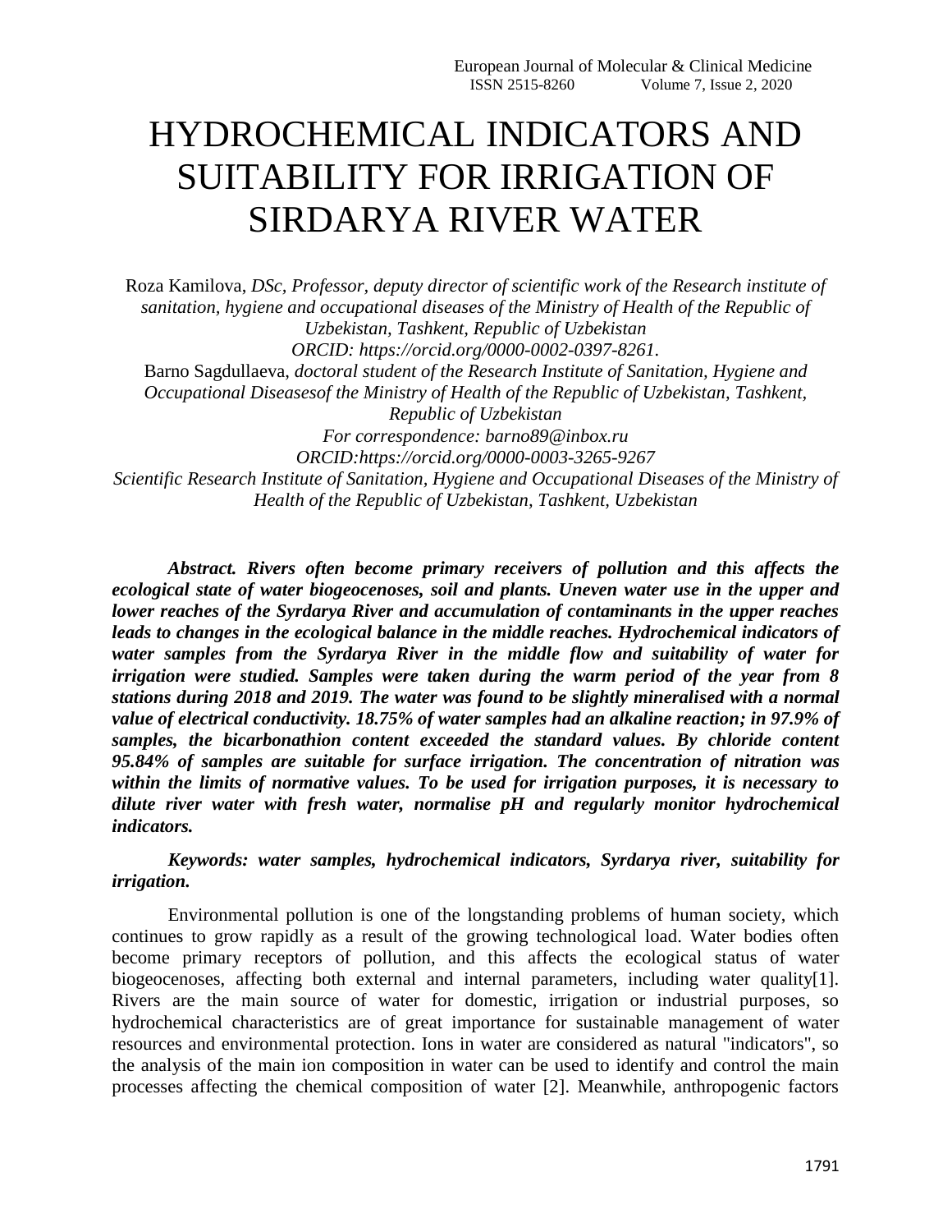# HYDROCHEMICAL INDICATORS AND SUITABILITY FOR IRRIGATION OF SIRDARYA RIVER WATER

Roza Kamilova, *DSc, Professor, deputy director of scientific work of the Research institute of sanitation, hygiene and occupational diseases of the Ministry of Health of the Republic of Uzbekistan, Tashkent, Republic of Uzbekistan*
*ORCID: https://orcid.org/0000-0002-0397-8261.*
Barno Sagdullaeva, *doctoral student of the Research Institute of Sanitation, Hygiene and Occupational Diseasesof the Ministry of Health of the Republic of Uzbekistan, Tashkent, Republic of Uzbekistan*
*For correspondence: barno89@inbox.ru*
*ORCID:https://orcid.org/0000-0003-3265-9267*
*Scientific Research Institute of Sanitation, Hygiene and Occupational Diseases of the Ministry of Health of the Republic of Uzbekistan, Tashkent, Uzbekistan*

***Abstract. Rivers often become primary receivers of pollution and this affects the ecological state of water biogeocenoses, soil and plants. Uneven water use in the upper and lower reaches of the Syrdarya River and accumulation of contaminants in the upper reaches leads to changes in the ecological balance in the middle reaches. Hydrochemical indicators of water samples from the Syrdarya River in the middle flow and suitability of water for irrigation were studied. Samples were taken during the warm period of the year from 8 stations during 2018 and 2019. The water was found to be slightly mineralised with a normal value of electrical conductivity. 18.75% of water samples had an alkaline reaction; in 97.9% of samples, the bicarbonathion content exceeded the standard values. By chloride content 95.84% of samples are suitable for surface irrigation. The concentration of nitration was within the limits of normative values. To be used for irrigation purposes, it is necessary to dilute river water with fresh water, normalise pH and regularly monitor hydrochemical indicators.***

***Keywords: water samples, hydrochemical indicators, Syrdarya river, suitability for irrigation.***

Environmental pollution is one of the longstanding problems of human society, which continues to grow rapidly as a result of the growing technological load. Water bodies often become primary receptors of pollution, and this affects the ecological status of water biogeocenoses, affecting both external and internal parameters, including water quality[1]. Rivers are the main source of water for domestic, irrigation or industrial purposes, so hydrochemical characteristics are of great importance for sustainable management of water resources and environmental protection. Ions in water are considered as natural "indicators", so the analysis of the main ion composition in water can be used to identify and control the main processes affecting the chemical composition of water [2]. Meanwhile, anthropogenic factors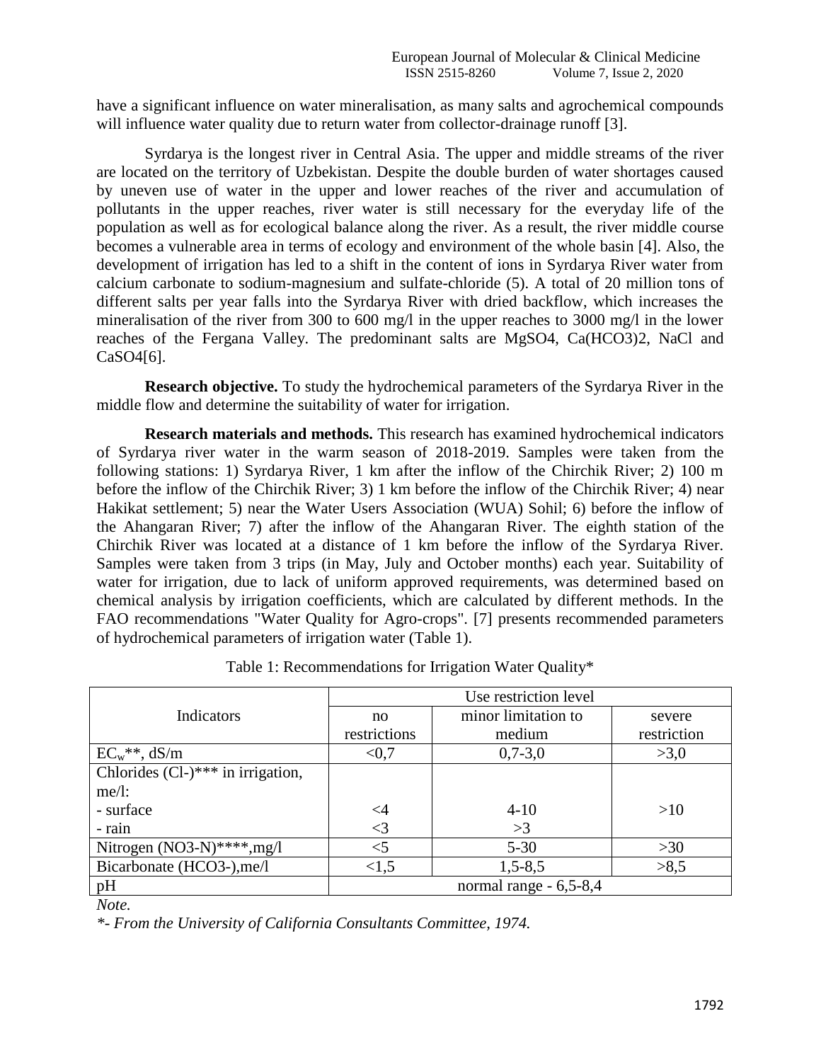have a significant influence on water mineralisation, as many salts and agrochemical compounds will influence water quality due to return water from collector-drainage runoff [3].

Syrdarya is the longest river in Central Asia. The upper and middle streams of the river are located on the territory of Uzbekistan. Despite the double burden of water shortages caused by uneven use of water in the upper and lower reaches of the river and accumulation of pollutants in the upper reaches, river water is still necessary for the everyday life of the population as well as for ecological balance along the river. As a result, the river middle course becomes a vulnerable area in terms of ecology and environment of the whole basin [4]. Also, the development of irrigation has led to a shift in the content of ions in Syrdarya River water from calcium carbonate to sodium-magnesium and sulfate-chloride (5). A total of 20 million tons of different salts per year falls into the Syrdarya River with dried backflow, which increases the mineralisation of the river from 300 to 600 mg/l in the upper reaches to 3000 mg/l in the lower reaches of the Fergana Valley. The predominant salts are $MgSO_4$, $Ca(HCO_3)_2$, NaCl and $CaSO_4$[6].

**Research objective.** To study the hydrochemical parameters of the Syrdarya River in the middle flow and determine the suitability of water for irrigation.

**Research materials and methods.** This research has examined hydrochemical indicators of Syrdarya river water in the warm season of 2018-2019. Samples were taken from the following stations: 1) Syrdarya River, 1 km after the inflow of the Chirchik River; 2) 100 m before the inflow of the Chirchik River; 3) 1 km before the inflow of the Chirchik River; 4) near Hakikat settlement; 5) near the Water Users Association (WUA) Sohil; 6) before the inflow of the Ahangaran River; 7) after the inflow of the Ahangaran River. The eighth station of the Chirchik River was located at a distance of 1 km before the inflow of the Syrdarya River. Samples were taken from 3 trips (in May, July and October months) each year. Suitability of water for irrigation, due to lack of uniform approved requirements, was determined based on chemical analysis by irrigation coefficients, which are calculated by different methods. In the FAO recommendations "Water Quality for Agro-crops". [7] presents recommended parameters of hydrochemical parameters of irrigation water (Table 1).

Table 1: Recommendations for Irrigation Water Quality*

| Indicators | Use restriction level | | |
|---|---|---|---|
| | no restrictions | minor limitation to medium | severe restriction |
| $EC_w$**, dS/m | <0,7 | 0,7-3,0 | >3,0 |
| Chlorides ($Cl^-$)*** in irrigation, me/l: | | | |
| - surface | <4 | 4-10 | >10 |
| - rain | <3 | >3 | |
| Nitrogen ($NO_3$-N)****,mg/l | <5 | 5-30 | >30 |
| Bicarbonate ($HCO_3^-$),me/l | <1,5 | 1,5-8,5 | >8,5 |
| pH | normal range - 6,5-8,4 | | |

*Note.*

*\*- From the University of California Consultants Committee, 1974.*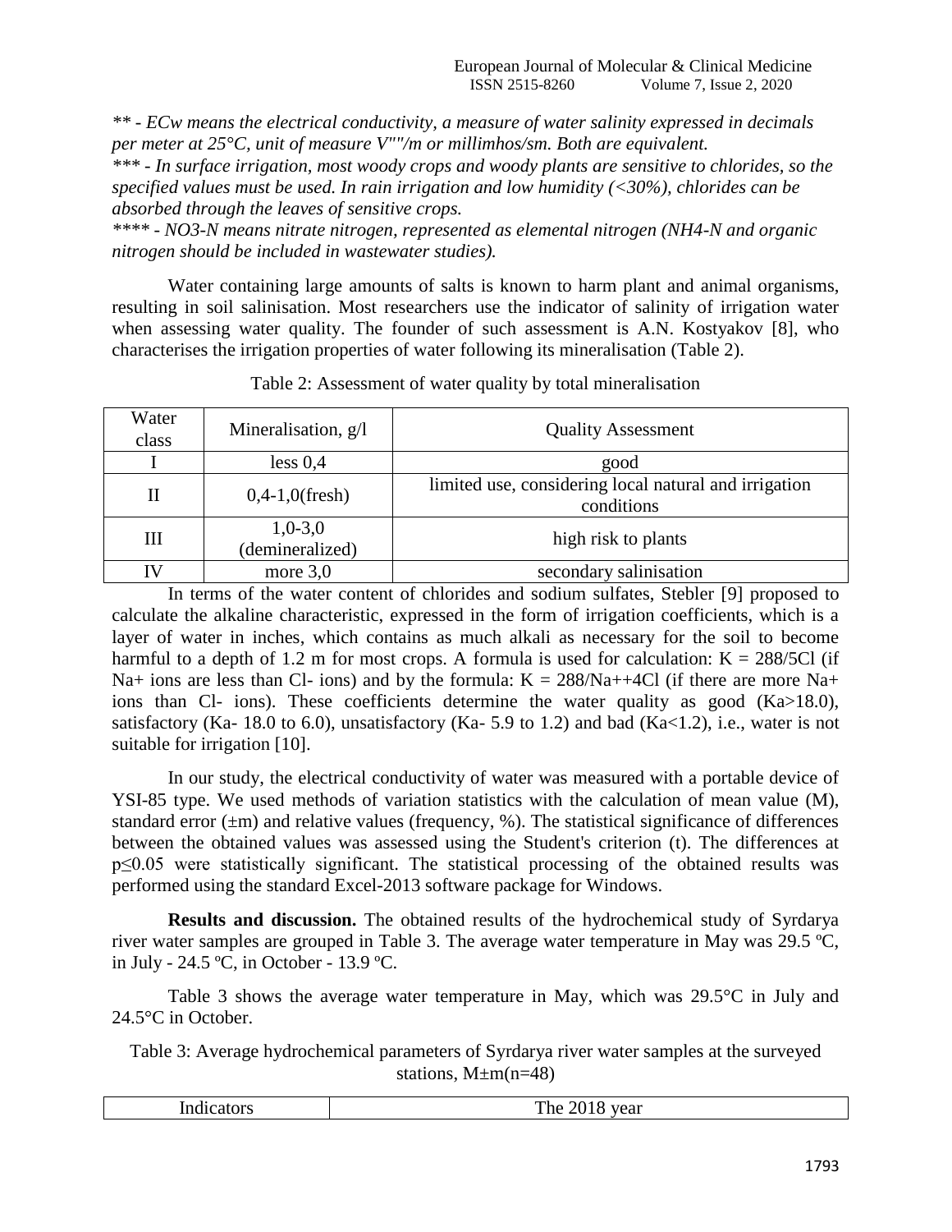*** - ECw means the electrical conductivity, a measure of water salinity expressed in decimals per meter at 25°C, unit of measure V""/m or millimhos/sm. Both are equivalent.*

**** - In surface irrigation, most woody crops and woody plants are sensitive to chlorides, so the specified values must be used. In rain irrigation and low humidity (<30%), chlorides can be absorbed through the leaves of sensitive crops.*

***** - NO3-N means nitrate nitrogen, represented as elemental nitrogen (NH4-N and organic nitrogen should be included in wastewater studies).*

Water containing large amounts of salts is known to harm plant and animal organisms, resulting in soil salinisation. Most researchers use the indicator of salinity of irrigation water when assessing water quality. The founder of such assessment is A.N. Kostyakov [8], who characterises the irrigation properties of water following its mineralisation (Table 2).

Table 2: Assessment of water quality by total mineralisation

| Water class | Mineralisation, g/l | Quality Assessment |
|---|---|---|
| I | less 0,4 | good |
| II | 0,4-1,0(fresh) | limited use, considering local natural and irrigation conditions |
| III | 1,0-3,0 (demineralized) | high risk to plants |
| IV | more 3,0 | secondary salinisation |

In terms of the water content of chlorides and sodium sulfates, Stebler [9] proposed to calculate the alkaline characteristic, expressed in the form of irrigation coefficients, which is a layer of water in inches, which contains as much alkali as necessary for the soil to become harmful to a depth of 1.2 m for most crops. A formula is used for calculation: $K = 288/5Cl$ (if $Na^+$ ions are less than $Cl^-$ ions) and by the formula: $K = 288/Na^+ + 4Cl$ (if there are more $Na^+$ ions than $Cl^-$ ions). These coefficients determine the water quality as good (Ka>18.0), satisfactory (Ka- 18.0 to 6.0), unsatisfactory (Ka- 5.9 to 1.2) and bad (Ka<1.2), i.e., water is not suitable for irrigation [10].

In our study, the electrical conductivity of water was measured with a portable device of YSI-85 type. We used methods of variation statistics with the calculation of mean value (M), standard error (±m) and relative values (frequency, %). The statistical significance of differences between the obtained values was assessed using the Student's criterion (t). The differences at $p \leq 0.05$ were statistically significant. The statistical processing of the obtained results was performed using the standard Excel-2013 software package for Windows.

**Results and discussion.** The obtained results of the hydrochemical study of Syrdarya river water samples are grouped in Table 3. The average water temperature in May was 29.5 ºC, in July - 24.5 ºC, in October - 13.9 ºC.

Table 3 shows the average water temperature in May, which was 29.5°C in July and 24.5°C in October.

Table 3: Average hydrochemical parameters of Syrdarya river water samples at the surveyed stations, M±m(n=48)

| Indicators | The 2018 year |
|---|---|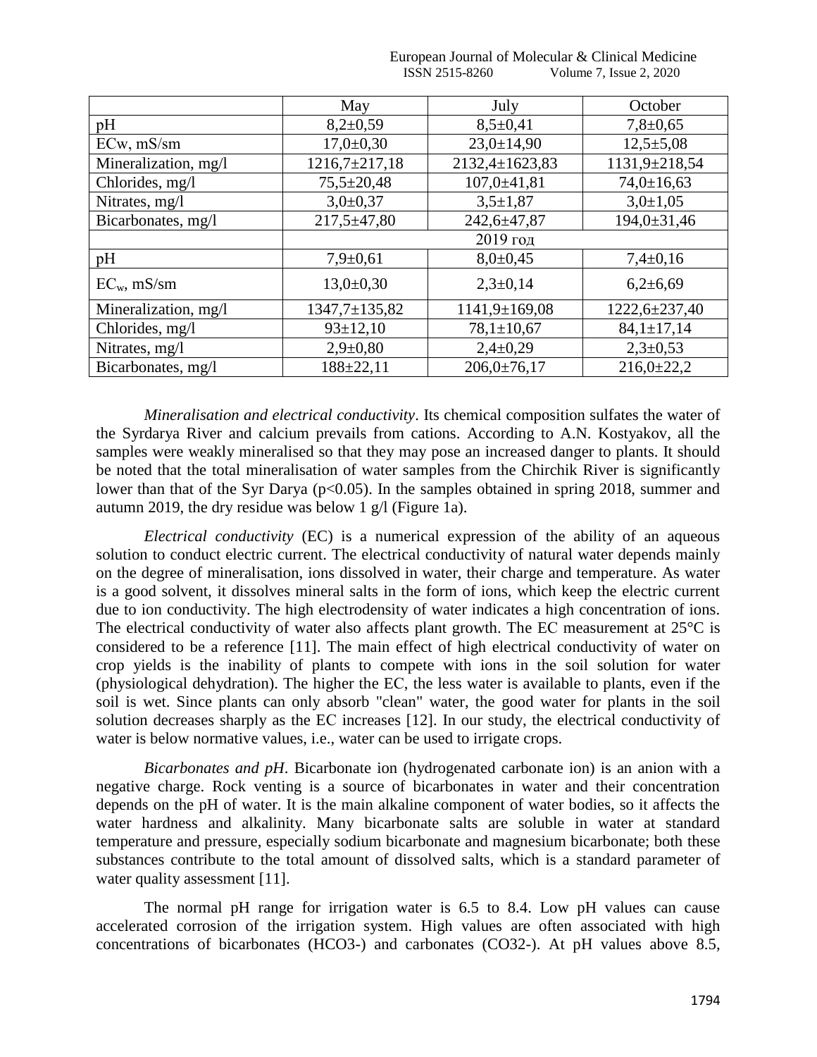|  | May | July | October |
|---|---|---|---|
| pH | 8,2±0,59 | 8,5±0,41 | 7,8±0,65 |
| ECw, mS/sm | 17,0±0,30 | 23,0±14,90 | 12,5±5,08 |
| Mineralization, mg/l | 1216,7±217,18 | 2132,4±1623,83 | 1131,9±218,54 |
| Chlorides, mg/l | 75,5±20,48 | 107,0±41,81 | 74,0±16,63 |
| Nitrates, mg/l | 3,0±0,37 | 3,5±1,87 | 3,0±1,05 |
| Bicarbonates, mg/l | 217,5±47,80 | 242,6±47,87 | 194,0±31,46 |
|  | 2019 год |  |  |
| pH | 7,9±0,61 | 8,0±0,45 | 7,4±0,16 |
| $EC_w$, mS/sm | 13,0±0,30 | 2,3±0,14 | 6,2±6,69 |
| Mineralization, mg/l | 1347,7±135,82 | 1141,9±169,08 | 1222,6±237,40 |
| Chlorides, mg/l | 93±12,10 | 78,1±10,67 | 84,1±17,14 |
| Nitrates, mg/l | 2,9±0,80 | 2,4±0,29 | 2,3±0,53 |
| Bicarbonates, mg/l | 188±22,11 | 206,0±76,17 | 216,0±22,2 |

*Mineralisation and electrical conductivity*. Its chemical composition sulfates the water of the Syrdarya River and calcium prevails from cations. According to A.N. Kostyakov, all the samples were weakly mineralised so that they may pose an increased danger to plants. It should be noted that the total mineralisation of water samples from the Chirchik River is significantly lower than that of the Syr Darya ($p<0.05$). In the samples obtained in spring 2018, summer and autumn 2019, the dry residue was below 1 g/l (Figure 1a).

*Electrical conductivity* (EC) is a numerical expression of the ability of an aqueous solution to conduct electric current. The electrical conductivity of natural water depends mainly on the degree of mineralisation, ions dissolved in water, their charge and temperature. As water is a good solvent, it dissolves mineral salts in the form of ions, which keep the electric current due to ion conductivity. The high electrodensity of water indicates a high concentration of ions. The electrical conductivity of water also affects plant growth. The EC measurement at 25°C is considered to be a reference [11]. The main effect of high electrical conductivity of water on crop yields is the inability of plants to compete with ions in the soil solution for water (physiological dehydration). The higher the EC, the less water is available to plants, even if the soil is wet. Since plants can only absorb "clean" water, the good water for plants in the soil solution decreases sharply as the EC increases [12]. In our study, the electrical conductivity of water is below normative values, i.e., water can be used to irrigate crops.

*Bicarbonates and pH*. Bicarbonate ion (hydrogenated carbonate ion) is an anion with a negative charge. Rock venting is a source of bicarbonates in water and their concentration depends on the pH of water. It is the main alkaline component of water bodies, so it affects the water hardness and alkalinity. Many bicarbonate salts are soluble in water at standard temperature and pressure, especially sodium bicarbonate and magnesium bicarbonate; both these substances contribute to the total amount of dissolved salts, which is a standard parameter of water quality assessment [11].

The normal pH range for irrigation water is 6.5 to 8.4. Low pH values can cause accelerated corrosion of the irrigation system. High values are often associated with high concentrations of bicarbonates ($HCO_3^-$) and carbonates ($CO_3^{2-}$). At pH values above 8.5,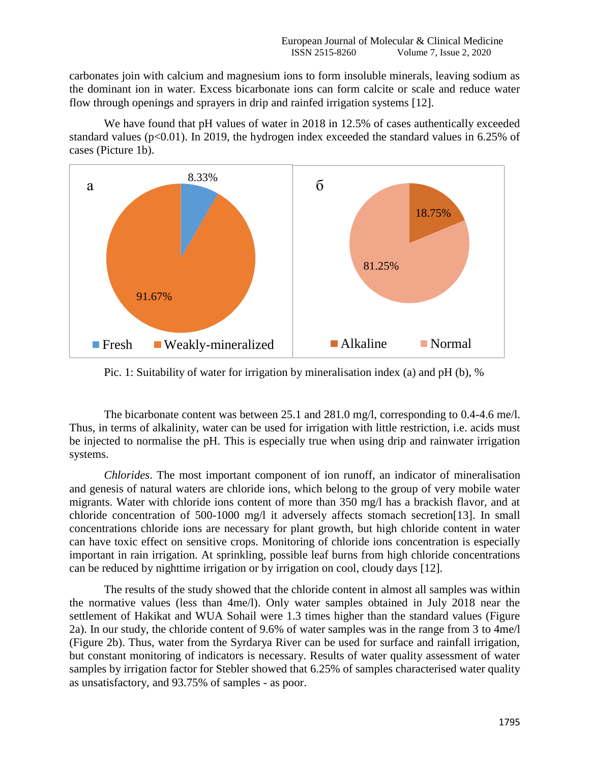carbonates join with calcium and magnesium ions to form insoluble minerals, leaving sodium as the dominant ion in water. Excess bicarbonate ions can form calcite or scale and reduce water flow through openings and sprayers in drip and rainfed irrigation systems [12].

We have found that pH values of water in 2018 in 12.5% of cases authentically exceeded standard values ($p<0.01$). In 2019, the hydrogen index exceeded the standard values in 6.25% of cases (Picture 1b).

a

8.33%

91.67%

Fresh   Weakly-mineralized

б

18.75%

81.25%

Alkaline   Normal

Pic. 1: Suitability of water for irrigation by mineralisation index (a) and pH (b), %

The bicarbonate content was between 25.1 and 281.0 mg/l, corresponding to 0.4-4.6 me/l. Thus, in terms of alkalinity, water can be used for irrigation with little restriction, i.e. acids must be injected to normalise the pH. This is especially true when using drip and rainwater irrigation systems.

*Chlorides*. The most important component of ion runoff, an indicator of mineralisation and genesis of natural waters are chloride ions, which belong to the group of very mobile water migrants. Water with chloride ions content of more than 350 mg/l has a brackish flavor, and at chloride concentration of 500-1000 mg/l it adversely affects stomach secretion[13]. In small concentrations chloride ions are necessary for plant growth, but high chloride content in water can have toxic effect on sensitive crops. Monitoring of chloride ions concentration is especially important in rain irrigation. At sprinkling, possible leaf burns from high chloride concentrations can be reduced by nighttime irrigation or by irrigation on cool, cloudy days [12].

The results of the study showed that the chloride content in almost all samples was within the normative values (less than 4me/l). Only water samples obtained in July 2018 near the settlement of Hakikat and WUA Sohail were 1.3 times higher than the standard values (Figure 2a). In our study, the chloride content of 9.6% of water samples was in the range from 3 to 4me/l (Figure 2b). Thus, water from the Syrdarya River can be used for surface and rainfall irrigation, but constant monitoring of indicators is necessary. Results of water quality assessment of water samples by irrigation factor for Stebler showed that 6.25% of samples characterised water quality as unsatisfactory, and 93.75% of samples - as poor.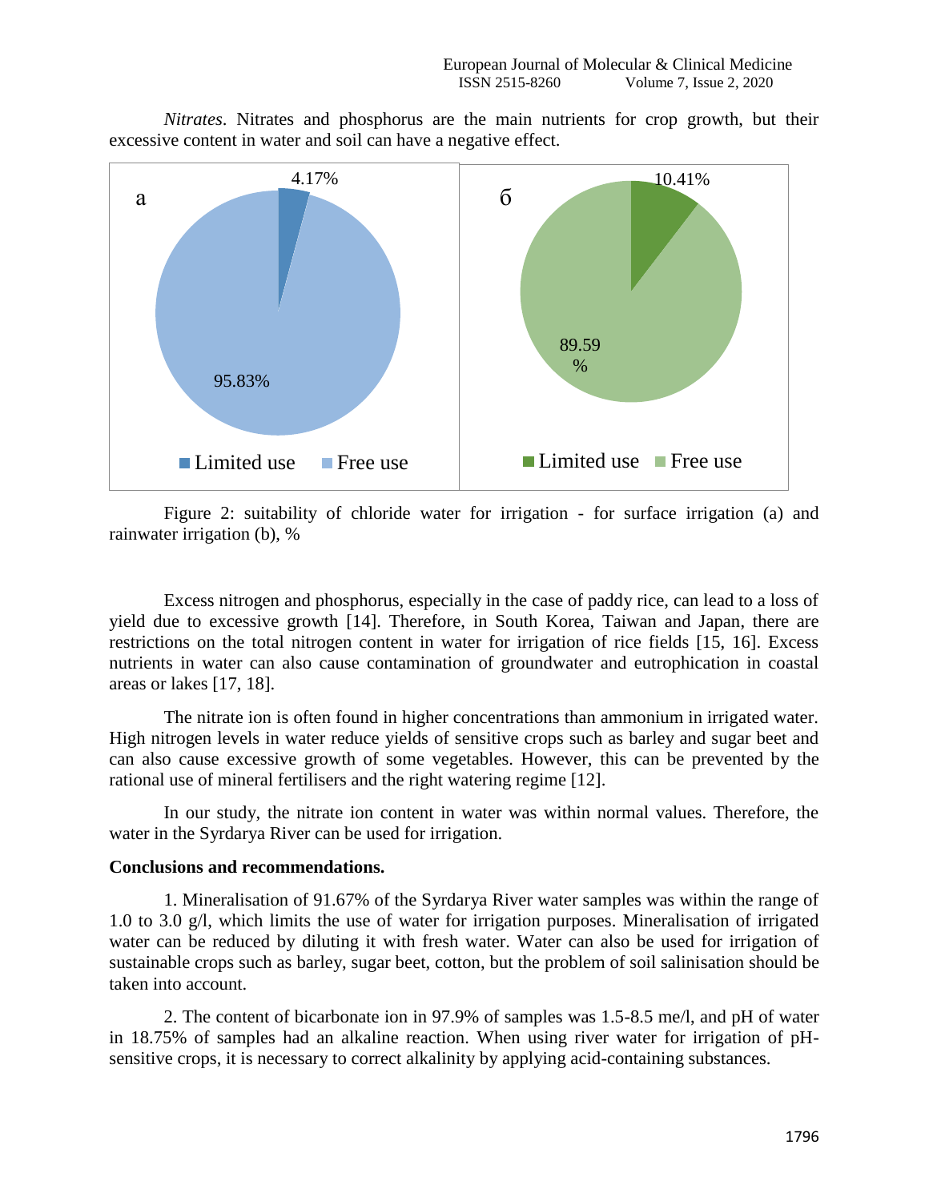*Nitrates*. Nitrates and phosphorus are the main nutrients for crop growth, but their excessive content in water and soil can have a negative effect.

Figure 2: suitability of chloride water for irrigation - for surface irrigation (a) and rainwater irrigation (b), %

Excess nitrogen and phosphorus, especially in the case of paddy rice, can lead to a loss of yield due to excessive growth [14]. Therefore, in South Korea, Taiwan and Japan, there are restrictions on the total nitrogen content in water for irrigation of rice fields [15, 16]. Excess nutrients in water can also cause contamination of groundwater and eutrophication in coastal areas or lakes [17, 18].

The nitrate ion is often found in higher concentrations than ammonium in irrigated water. High nitrogen levels in water reduce yields of sensitive crops such as barley and sugar beet and can also cause excessive growth of some vegetables. However, this can be prevented by the rational use of mineral fertilisers and the right watering regime [12].

In our study, the nitrate ion content in water was within normal values. Therefore, the water in the Syrdarya River can be used for irrigation.

**Conclusions and recommendations.**

1. Mineralisation of 91.67% of the Syrdarya River water samples was within the range of 1.0 to 3.0 g/l, which limits the use of water for irrigation purposes. Mineralisation of irrigated water can be reduced by diluting it with fresh water. Water can also be used for irrigation of sustainable crops such as barley, sugar beet, cotton, but the problem of soil salinisation should be taken into account.

2. The content of bicarbonate ion in 97.9% of samples was 1.5-8.5 me/l, and pH of water in 18.75% of samples had an alkaline reaction. When using river water for irrigation of pH-sensitive crops, it is necessary to correct alkalinity by applying acid-containing substances.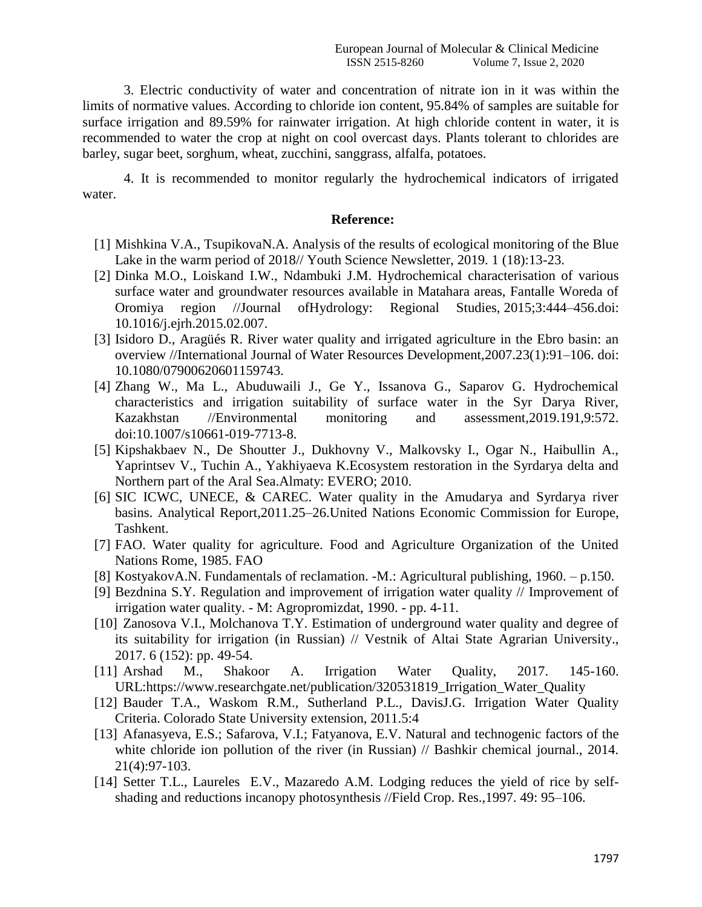3. Electric conductivity of water and concentration of nitrate ion in it was within the limits of normative values. According to chloride ion content, 95.84% of samples are suitable for surface irrigation and 89.59% for rainwater irrigation. At high chloride content in water, it is recommended to water the crop at night on cool overcast days. Plants tolerant to chlorides are barley, sugar beet, sorghum, wheat, zucchini, sanggrass, alfalfa, potatoes.

4. It is recommended to monitor regularly the hydrochemical indicators of irrigated water.

## Reference:

[1] Mishkina V.A., TsupikovaN.A. Analysis of the results of ecological monitoring of the Blue Lake in the warm period of 2018// Youth Science Newsletter, 2019. 1 (18):13-23.

[2] Dinka M.O., Loiskand I.W., Ndambuki J.M. Hydrochemical characterisation of various surface water and groundwater resources available in Matahara areas, Fantalle Woreda of Oromiya region //Journal ofHydrology: Regional Studies, 2015;3:444–456.doi: 10.1016/j.ejrh.2015.02.007.

[3] Isidoro D., Aragüés R. River water quality and irrigated agriculture in the Ebro basin: an overview //International Journal of Water Resources Development,2007.23(1):91–106. doi: 10.1080/07900620601159743.

[4] Zhang W., Ma L., Abuduwaili J., Ge Y., Issanova G., Saparov G. Hydrochemical characteristics and irrigation suitability of surface water in the Syr Darya River, Kazakhstan //Environmental monitoring and assessment,2019.191,9:572. doi:10.1007/s10661-019-7713-8.

[5] Kipshakbaev N., De Shoutter J., Dukhovny V., Malkovsky I., Ogar N., Haibullin A., Yaprintsev V., Tuchin A., Yakhiyaeva K.Ecosystem restoration in the Syrdarya delta and Northern part of the Aral Sea.Almaty: EVERO; 2010.

[6] SIC ICWC, UNECE, & CAREC. Water quality in the Amudarya and Syrdarya river basins. Analytical Report,2011.25–26.United Nations Economic Commission for Europe, Tashkent.

[7] FAO. Water quality for agriculture. Food and Agriculture Organization of the United Nations Rome, 1985. FAO

[8] KostyakovA.N. Fundamentals of reclamation. -M.: Agricultural publishing, 1960. – p.150.

[9] Bezdnina S.Y. Regulation and improvement of irrigation water quality // Improvement of irrigation water quality. - M: Agropromizdat, 1990. - pp. 4-11.

[10] Zanosova V.I., Molchanova T.Y. Estimation of underground water quality and degree of its suitability for irrigation (in Russian) // Vestnik of Altai State Agrarian University., 2017. 6 (152): pp. 49-54.

[11] Arshad M., Shakoor A. Irrigation Water Quality, 2017. 145-160. URL:https://www.researchgate.net/publication/320531819_Irrigation_Water_Quality

[12] Bauder T.A., Waskom R.M., Sutherland P.L., DavisJ.G. Irrigation Water Quality Criteria. Colorado State University extension, 2011.5:4

[13] Afanasyeva, E.S.; Safarova, V.I.; Fatyanova, E.V. Natural and technogenic factors of the white chloride ion pollution of the river (in Russian) // Bashkir chemical journal., 2014. 21(4):97-103.

[14] Setter T.L., Laureles E.V., Mazaredo A.M. Lodging reduces the yield of rice by self-shading and reductions incanopy photosynthesis //Field Crop. Res.,1997. 49: 95–106.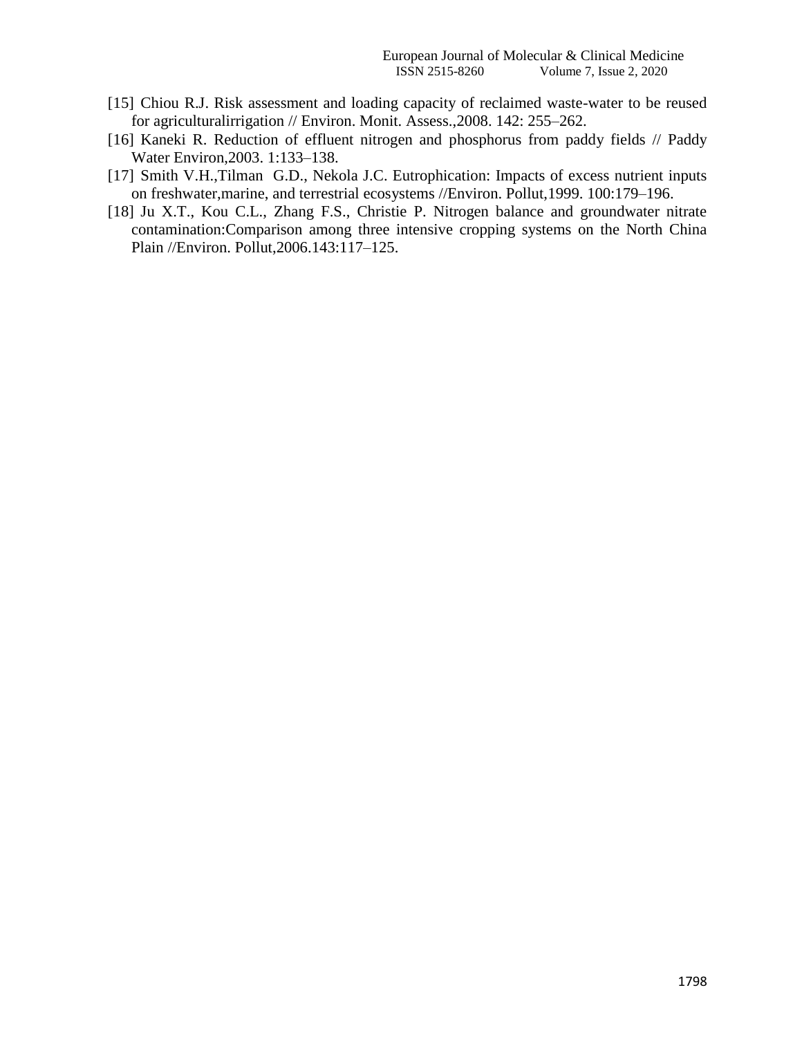[15] Chiou R.J. Risk assessment and loading capacity of reclaimed waste-water to be reused for agriculturalirrigation // Environ. Monit. Assess.,2008. 142: 255–262.

[16] Kaneki R. Reduction of effluent nitrogen and phosphorus from paddy fields // Paddy Water Environ,2003. 1:133–138.

[17] Smith V.H.,Tilman G.D., Nekola J.C. Eutrophication: Impacts of excess nutrient inputs on freshwater,marine, and terrestrial ecosystems //Environ. Pollut,1999. 100:179–196.

[18] Ju X.T., Kou C.L., Zhang F.S., Christie P. Nitrogen balance and groundwater nitrate contamination:Comparison among three intensive cropping systems on the North China Plain //Environ. Pollut,2006.143:117–125.